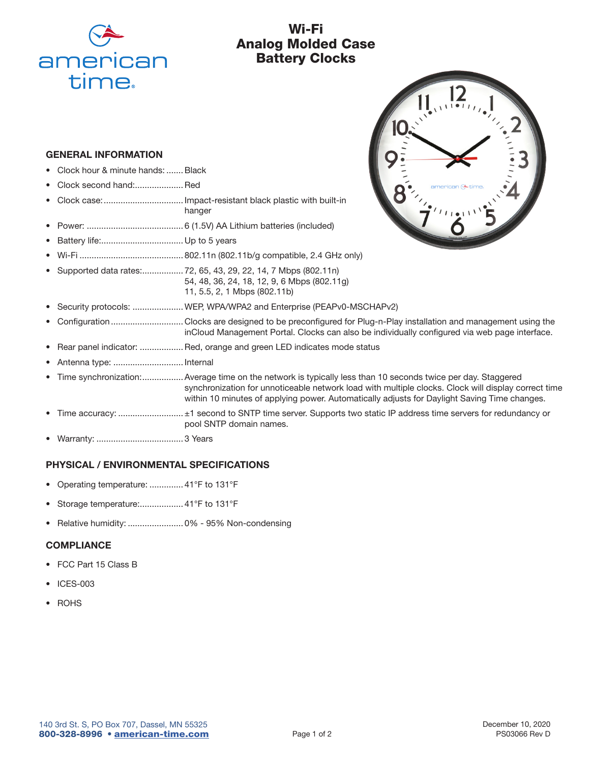# Wi-Fi Analog Molded Case Battery Clocks

## GENERAL INFORMATION

- Clock hour & minute hands: ....... Black
- Clock second hand: .................... Red
- Clock case: ................................. Impact-resistant black plastic with built-in hanger
- Power: ........................................ 6 (1.5V) AA Lithium batteries (included)
- Battery life: .................................. Up to 5 years
- Wi-Fi ........................................... 802.11n (802.11b/g compatible, 2.4 GHz only)
- Supported data rates: ................. 72, 65, 43, 29, 22, 14, 7 Mbps (802.11n)
  54, 48, 36, 24, 18, 12, 9, 6 Mbps (802.11g)
  11, 5.5, 2, 1 Mbps (802.11b)
- Security protocols: ..................... WEP, WPA/WPA2 and Enterprise (PEAPv0-MSCHAPv2)
- Configuration .............................. Clocks are designed to be preconfigured for Plug-n-Play installation and management using the inCloud Management Portal. Clocks can also be individually configured via web page interface.
- Rear panel indicator: .................. Red, orange and green LED indicates mode status
- Antenna type: ............................. Internal
- Time synchronization: ................. Average time on the network is typically less than 10 seconds twice per day. Staggered synchronization for unnoticeable network load with multiple clocks. Clock will display correct time within 10 minutes of applying power. Automatically adjusts for Daylight Saving Time changes.
- Time accuracy: ........................... ±1 second to SNTP time server. Supports two static IP address time servers for redundancy or pool SNTP domain names.
- Warranty: .................................... 3 Years

## PHYSICAL / ENVIRONMENTAL SPECIFICATIONS

- Operating temperature: .............. 41°F to 131°F
- Storage temperature: .................. 41°F to 131°F
- Relative humidity: ....................... 0% - 95% Non-condensing

## COMPLIANCE

- FCC Part 15 Class B
- ICES-003
- ROHS

140 3rd St. S, PO Box 707, Dassel, MN 55325
**800-328-8996 • american-time.com**

December 10, 2020
PS03066 Rev D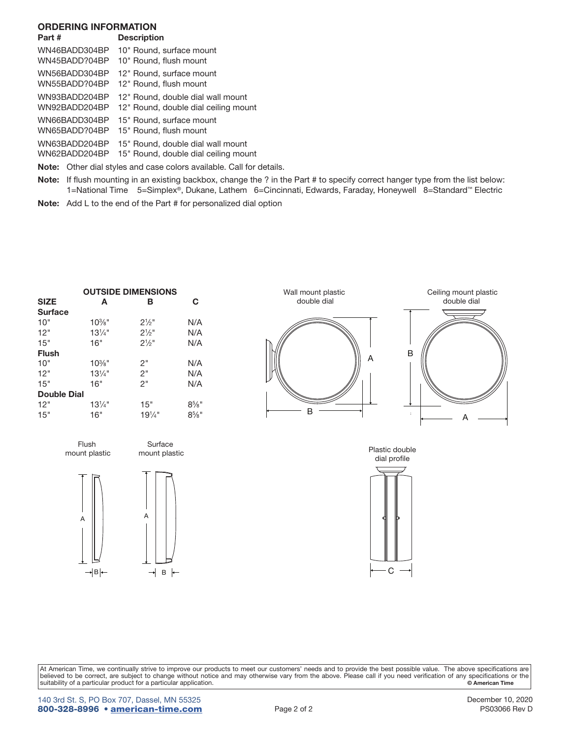## ORDERING INFORMATION

| Part # | Description |
|---|---|
| WN46BADD304BP | 10" Round, surface mount |
| WN45BADD?04BP | 10" Round, flush mount |
| WN56BADD304BP | 12" Round, surface mount |
| WN55BADD?04BP | 12" Round, flush mount |
| WN93BADD204BP | 12" Round, double dial wall mount |
| WN92BADD204BP | 12" Round, double dial ceiling mount |
| WN66BADD304BP | 15" Round, surface mount |
| WN65BADD?04BP | 15" Round, flush mount |
| WN63BADD204BP | 15" Round, double dial wall mount |
| WN62BADD204BP | 15" Round, double dial ceiling mount |

**Note:** Other dial styles and case colors available. Call for details.

**Note:** If flush mounting in an existing backbox, change the ? in the Part # to specify correct hanger type from the list below: 1=National Time 5=Simplex®, Dukane, Lathem 6=Cincinnati, Edwards, Faraday, Honeywell 8=Standard™ Electric

**Note:** Add L to the end of the Part # for personalized dial option

**OUTSIDE DIMENSIONS**

| SIZE | A | B | C |
|---|---|---|---|
| **Surface** | | | |
| 10" | 10⅜" | 2½" | N/A |
| 12" | 13¼" | 2½" | N/A |
| 15" | 16" | 2½" | N/A |
| **Flush** | | | |
| 10" | 10⅜" | 2" | N/A |
| 12" | 13¼" | 2" | N/A |
| 15" | 16" | 2" | N/A |
| **Double Dial** | | | |
| 12" | 13¼" | 15" | 8⅝" |
| 15" | 16" | 19¼" | 8⅝" |

Wall mount plastic double dial

A

B

Ceiling mount plastic double dial

B

A

Flush mount plastic

A

B

Surface mount plastic

A

B

Plastic double dial profile

C

At American Time, we continually strive to improve our products to meet our customers' needs and to provide the best possible value. The above specifications are believed to be correct, are subject to change without notice and may otherwise vary from the above. Please call if you need verification of any specifications or the suitability of a particular product for a particular application. © American Time

140 3rd St. S, PO Box 707, Dassel, MN 55325
**800-328-8996 • american-time.com**

December 10, 2020
PS03066 Rev D